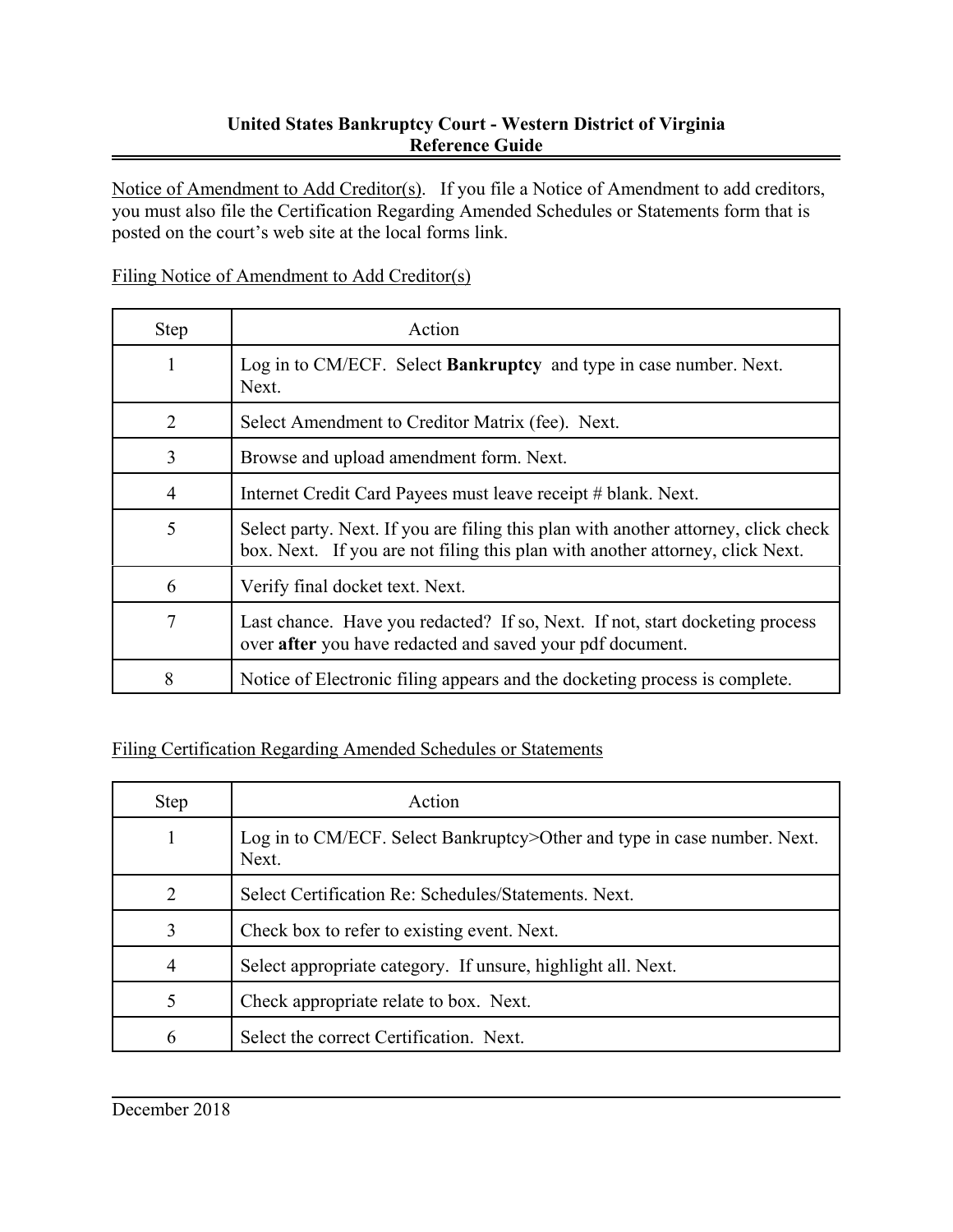**United States Bankruptcy Court - Western District of Virginia**
**Reference Guide**

Notice of Amendment to Add Creditor(s). If you file a Notice of Amendment to add creditors, you must also file the Certification Regarding Amended Schedules or Statements form that is posted on the court's web site at the local forms link.

Filing Notice of Amendment to Add Creditor(s)

| Step | Action |
|---|---|
| 1 | Log in to CM/ECF. Select **Bankruptcy** and type in case number. Next. Next. |
| 2 | Select Amendment to Creditor Matrix (fee). Next. |
| 3 | Browse and upload amendment form. Next. |
| 4 | Internet Credit Card Payees must leave receipt # blank. Next. |
| 5 | Select party. Next. If you are filing this plan with another attorney, click check box. Next. If you are not filing this plan with another attorney, click Next. |
| 6 | Verify final docket text. Next. |
| 7 | Last chance. Have you redacted? If so, Next. If not, start docketing process over **after** you have redacted and saved your pdf document. |
| 8 | Notice of Electronic filing appears and the docketing process is complete. |

Filing Certification Regarding Amended Schedules or Statements

| Step | Action |
|---|---|
| 1 | Log in to CM/ECF. Select Bankruptcy>Other and type in case number. Next. Next. |
| 2 | Select Certification Re: Schedules/Statements. Next. |
| 3 | Check box to refer to existing event. Next. |
| 4 | Select appropriate category. If unsure, highlight all. Next. |
| 5 | Check appropriate relate to box. Next. |
| 6 | Select the correct Certification. Next. |

December 2018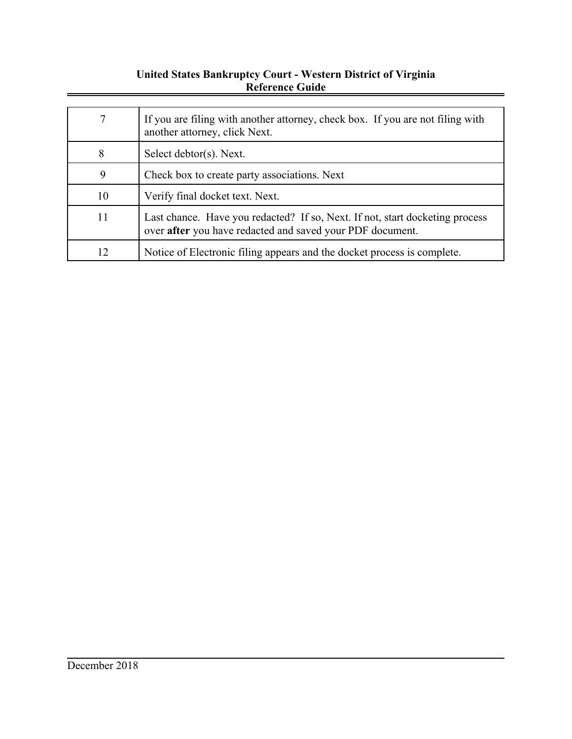| | |
|---|---|
| 7 | If you are filing with another attorney, check box. If you are not filing with another attorney, click Next. |
| 8 | Select debtor(s). Next. |
| 9 | Check box to create party associations. Next |
| 10 | Verify final docket text. Next. |
| 11 | Last chance. Have you redacted? If so, Next. If not, start docketing process over **after** you have redacted and saved your PDF document. |
| 12 | Notice of Electronic filing appears and the docket process is complete. |